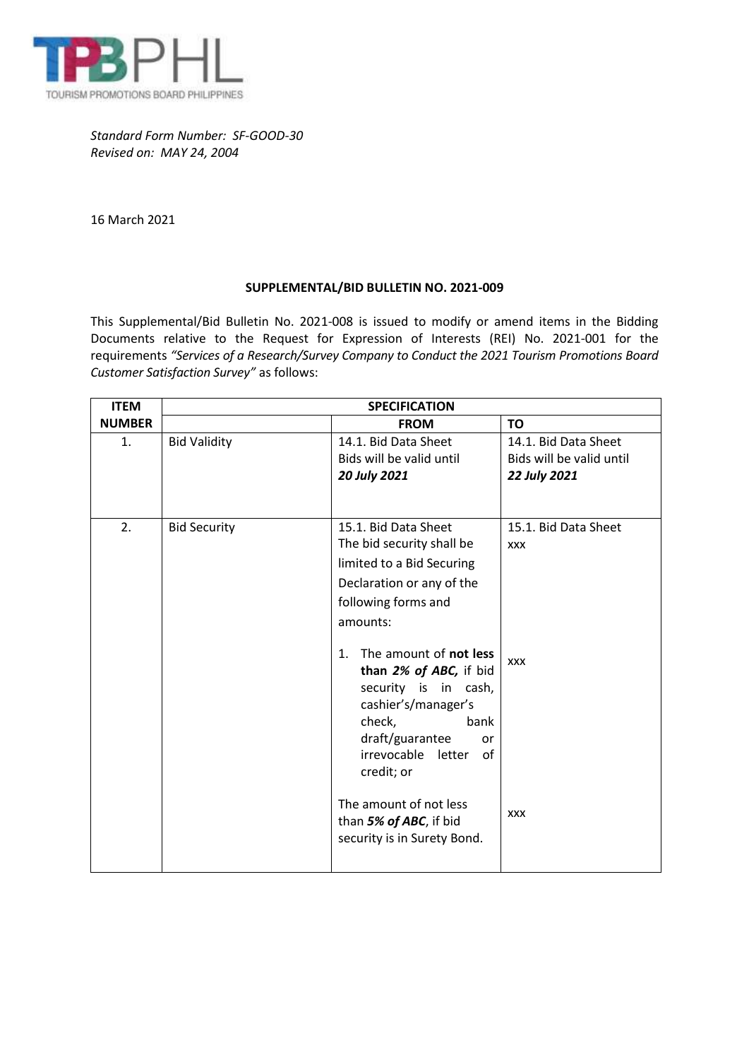*Standard Form Number: SF-GOOD-30*
*Revised on: MAY 24, 2004*

16 March 2021

**SUPPLEMENTAL/BID BULLETIN NO. 2021-009**

This Supplemental/Bid Bulletin No. 2021-008 is issued to modify or amend items in the Bidding Documents relative to the Request for Expression of Interests (REI) No. 2021-001 for the requirements *"Services of a Research/Survey Company to Conduct the 2021 Tourism Promotions Board Customer Satisfaction Survey"* as follows:

| ITEM NUMBER | SPECIFICATION | | |
|---|---|---|---|
| | | **FROM** | **TO** |
| 1. | Bid Validity | 14.1. Bid Data Sheet<br>Bids will be valid until ***20 July 2021*** | 14.1. Bid Data Sheet<br>Bids will be valid until ***22 July 2021*** |
| 2. | Bid Security | 15.1. Bid Data Sheet<br>The bid security shall be limited to a Bid Securing Declaration or any of the following forms and amounts: | 15.1. Bid Data Sheet<br>xxx |
| | | 1. The amount of **not less than *2% of ABC,*** if bid security is in cash, cashier's/manager's check, bank draft/guarantee or irrevocable letter of credit; or | xxx |
| | | The amount of not less than ***5% of ABC***, if bid security is in Surety Bond. | xxx |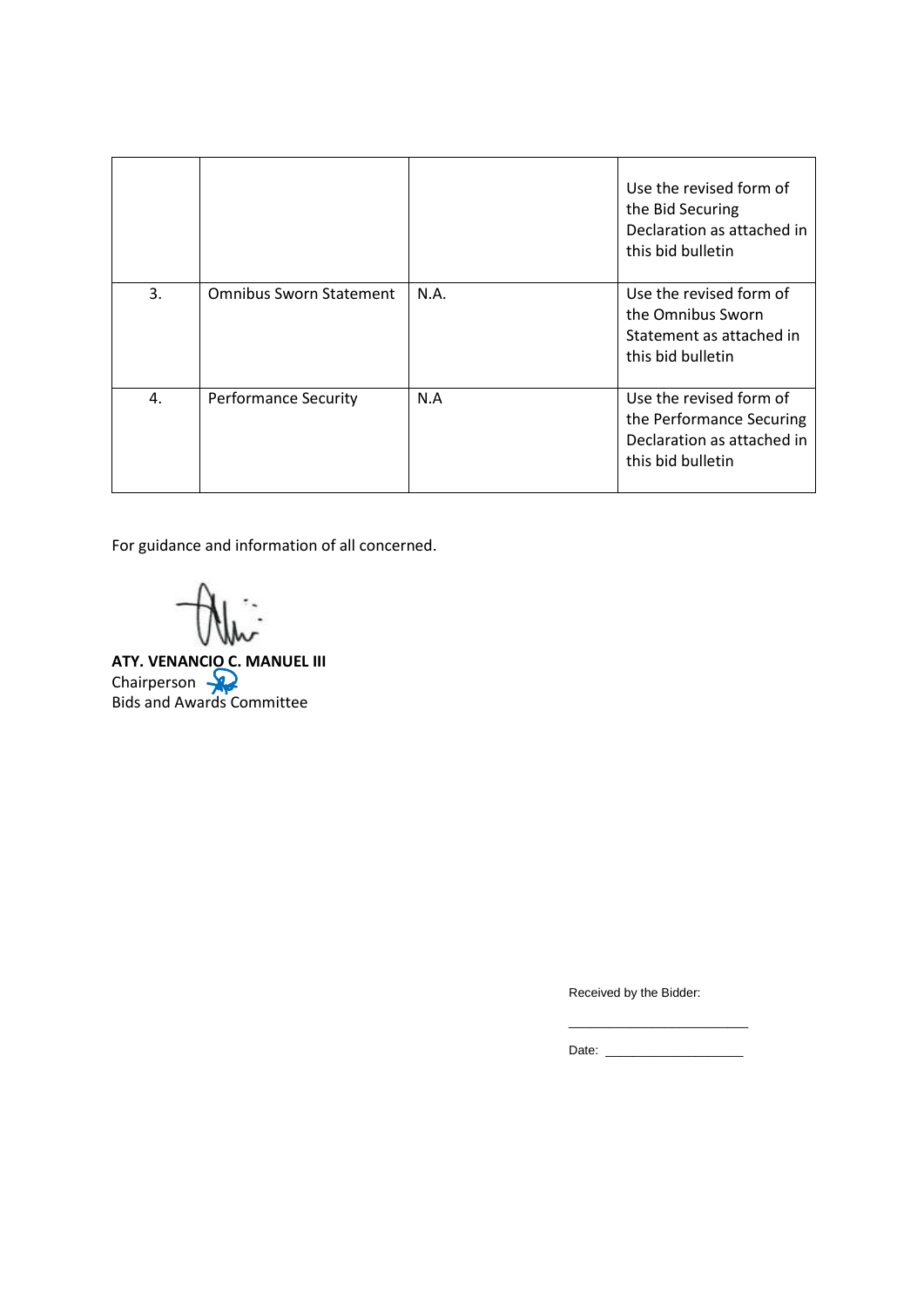| | | | |
|---|---|---|---|
| | | | Use the revised form of the Bid Securing Declaration as attached in this bid bulletin |
| 3. | Omnibus Sworn Statement | N.A. | Use the revised form of the Omnibus Sworn Statement as attached in this bid bulletin |
| 4. | Performance Security | N.A | Use the revised form of the Performance Securing Declaration as attached in this bid bulletin |

For guidance and information of all concerned.

**ATY. VENANCIO C. MANUEL III**
Chairperson
Bids and Awards Committee

Received by the Bidder:

\_\_\_\_\_\_\_\_\_\_\_\_\_\_\_\_\_\_\_\_\_\_\_\_\_

Date: \_\_\_\_\_\_\_\_\_\_\_\_\_\_\_\_\_\_\_\_